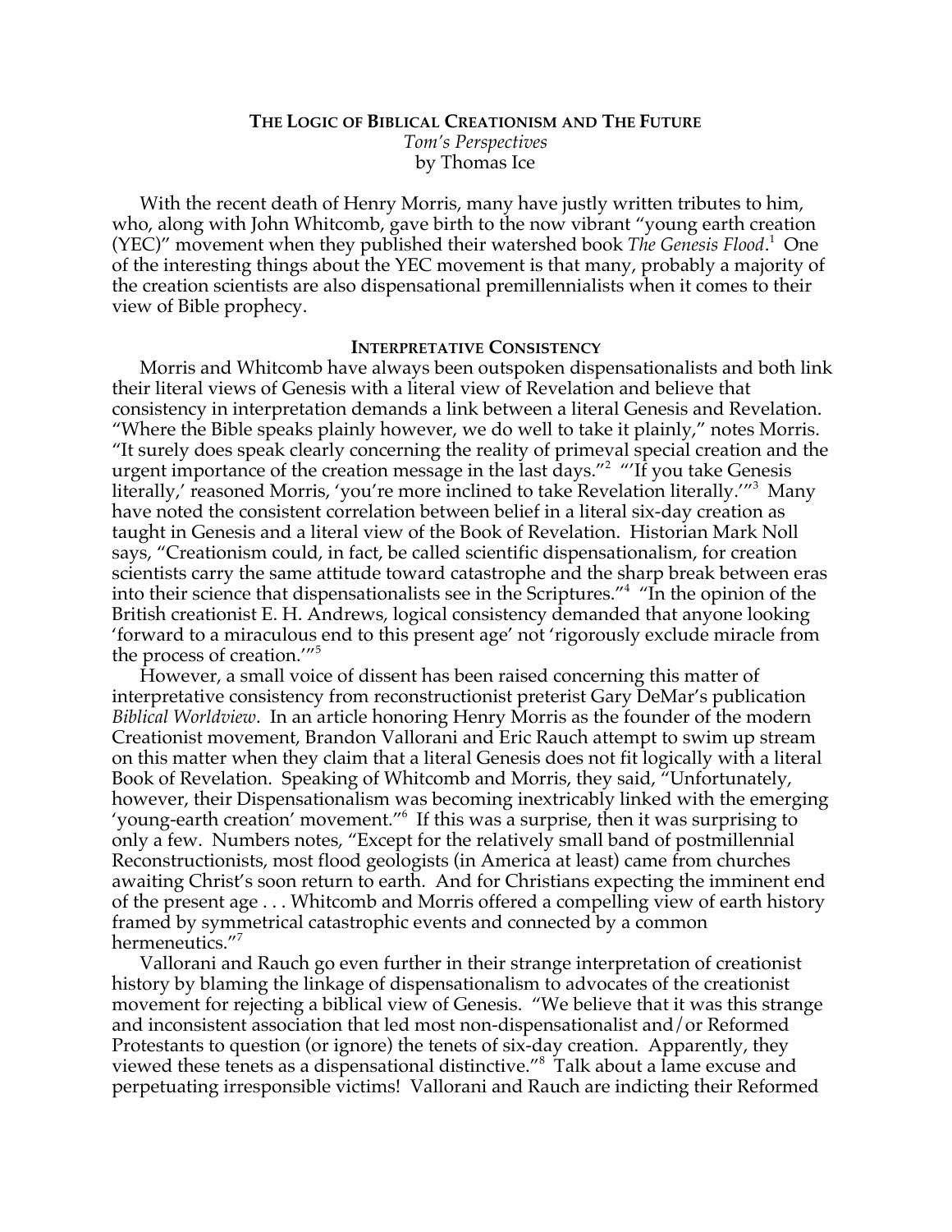# THE LOGIC OF BIBLICAL CREATIONISM AND THE FUTURE

*Tom's Perspectives*
by Thomas Ice

With the recent death of Henry Morris, many have justly written tributes to him, who, along with John Whitcomb, gave birth to the now vibrant "young earth creation (YEC)" movement when they published their watershed book *The Genesis Flood*.[1] One of the interesting things about the YEC movement is that many, probably a majority of the creation scientists are also dispensational premillennialists when it comes to their view of Bible prophecy.

## INTERPRETATIVE CONSISTENCY

Morris and Whitcomb have always been outspoken dispensationalists and both link their literal views of Genesis with a literal view of Revelation and believe that consistency in interpretation demands a link between a literal Genesis and Revelation. "Where the Bible speaks plainly however, we do well to take it plainly," notes Morris. "It surely does speak clearly concerning the reality of primeval special creation and the urgent importance of the creation message in the last days."[2] "'If you take Genesis literally,' reasoned Morris, 'you're more inclined to take Revelation literally.'"[3] Many have noted the consistent correlation between belief in a literal six-day creation as taught in Genesis and a literal view of the Book of Revelation. Historian Mark Noll says, "Creationism could, in fact, be called scientific dispensationalism, for creation scientists carry the same attitude toward catastrophe and the sharp break between eras into their science that dispensationalists see in the Scriptures."[4] "In the opinion of the British creationist E. H. Andrews, logical consistency demanded that anyone looking 'forward to a miraculous end to this present age' not 'rigorously exclude miracle from the process of creation.'"[5]

However, a small voice of dissent has been raised concerning this matter of interpretative consistency from reconstructionist preterist Gary DeMar's publication *Biblical Worldview*. In an article honoring Henry Morris as the founder of the modern Creationist movement, Brandon Vallorani and Eric Rauch attempt to swim up stream on this matter when they claim that a literal Genesis does not fit logically with a literal Book of Revelation. Speaking of Whitcomb and Morris, they said, "Unfortunately, however, their Dispensationalism was becoming inextricably linked with the emerging 'young-earth creation' movement."[6] If this was a surprise, then it was surprising to only a few. Numbers notes, "Except for the relatively small band of postmillennial Reconstructionists, most flood geologists (in America at least) came from churches awaiting Christ's soon return to earth. And for Christians expecting the imminent end of the present age . . . Whitcomb and Morris offered a compelling view of earth history framed by symmetrical catastrophic events and connected by a common hermeneutics."[7]

Vallorani and Rauch go even further in their strange interpretation of creationist history by blaming the linkage of dispensationalism to advocates of the creationist movement for rejecting a biblical view of Genesis. "We believe that it was this strange and inconsistent association that led most non-dispensationalist and/or Reformed Protestants to question (or ignore) the tenets of six-day creation. Apparently, they viewed these tenets as a dispensational distinctive."[8] Talk about a lame excuse and perpetuating irresponsible victims! Vallorani and Rauch are indicting their Reformed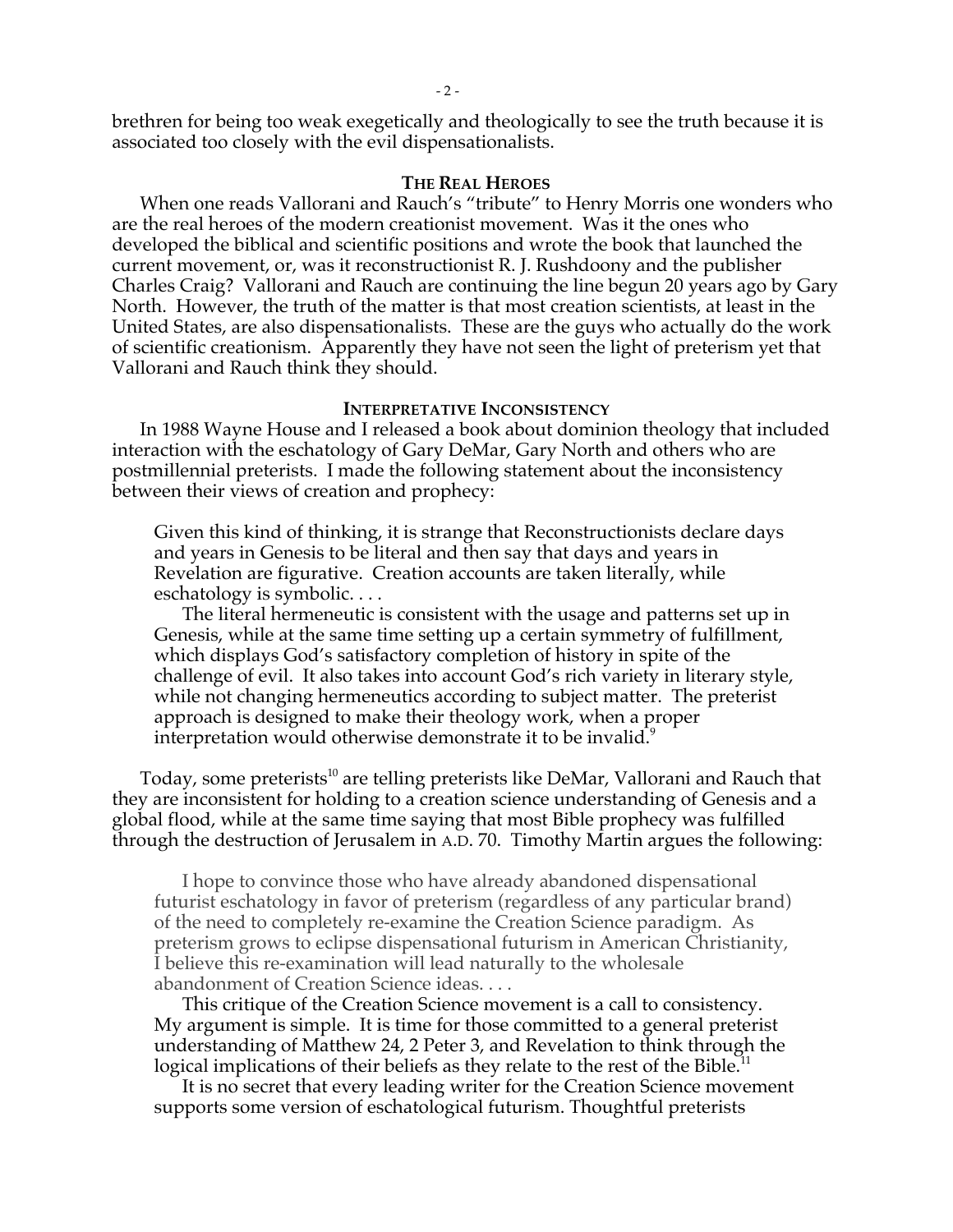brethren for being too weak exegetically and theologically to see the truth because it is associated too closely with the evil dispensationalists.

### THE REAL HEROES

When one reads Vallorani and Rauch's "tribute" to Henry Morris one wonders who are the real heroes of the modern creationist movement. Was it the ones who developed the biblical and scientific positions and wrote the book that launched the current movement, or, was it reconstructionist R. J. Rushdoony and the publisher Charles Craig? Vallorani and Rauch are continuing the line begun 20 years ago by Gary North. However, the truth of the matter is that most creation scientists, at least in the United States, are also dispensationalists. These are the guys who actually do the work of scientific creationism. Apparently they have not seen the light of preterism yet that Vallorani and Rauch think they should.

### INTERPRETATIVE INCONSISTENCY

In 1988 Wayne House and I released a book about dominion theology that included interaction with the eschatology of Gary DeMar, Gary North and others who are postmillennial preterists. I made the following statement about the inconsistency between their views of creation and prophecy:

> Given this kind of thinking, it is strange that Reconstructionists declare days and years in Genesis to be literal and then say that days and years in Revelation are figurative. Creation accounts are taken literally, while eschatology is symbolic. . . .
>
> The literal hermeneutic is consistent with the usage and patterns set up in Genesis, while at the same time setting up a certain symmetry of fulfillment, which displays God's satisfactory completion of history in spite of the challenge of evil. It also takes into account God's rich variety in literary style, while not changing hermeneutics according to subject matter. The preterist approach is designed to make their theology work, when a proper interpretation would otherwise demonstrate it to be invalid.[9]

Today, some preterists[10] are telling preterists like DeMar, Vallorani and Rauch that they are inconsistent for holding to a creation science understanding of Genesis and a global flood, while at the same time saying that most Bible prophecy was fulfilled through the destruction of Jerusalem in A.D. 70. Timothy Martin argues the following:

> I hope to convince those who have already abandoned dispensational futurist eschatology in favor of preterism (regardless of any particular brand) of the need to completely re-examine the Creation Science paradigm. As preterism grows to eclipse dispensational futurism in American Christianity, I believe this re-examination will lead naturally to the wholesale abandonment of Creation Science ideas. . . .
>
> This critique of the Creation Science movement is a call to consistency. My argument is simple. It is time for those committed to a general preterist understanding of Matthew 24, 2 Peter 3, and Revelation to think through the logical implications of their beliefs as they relate to the rest of the Bible.[11]
>
> It is no secret that every leading writer for the Creation Science movement supports some version of eschatological futurism. Thoughtful preterists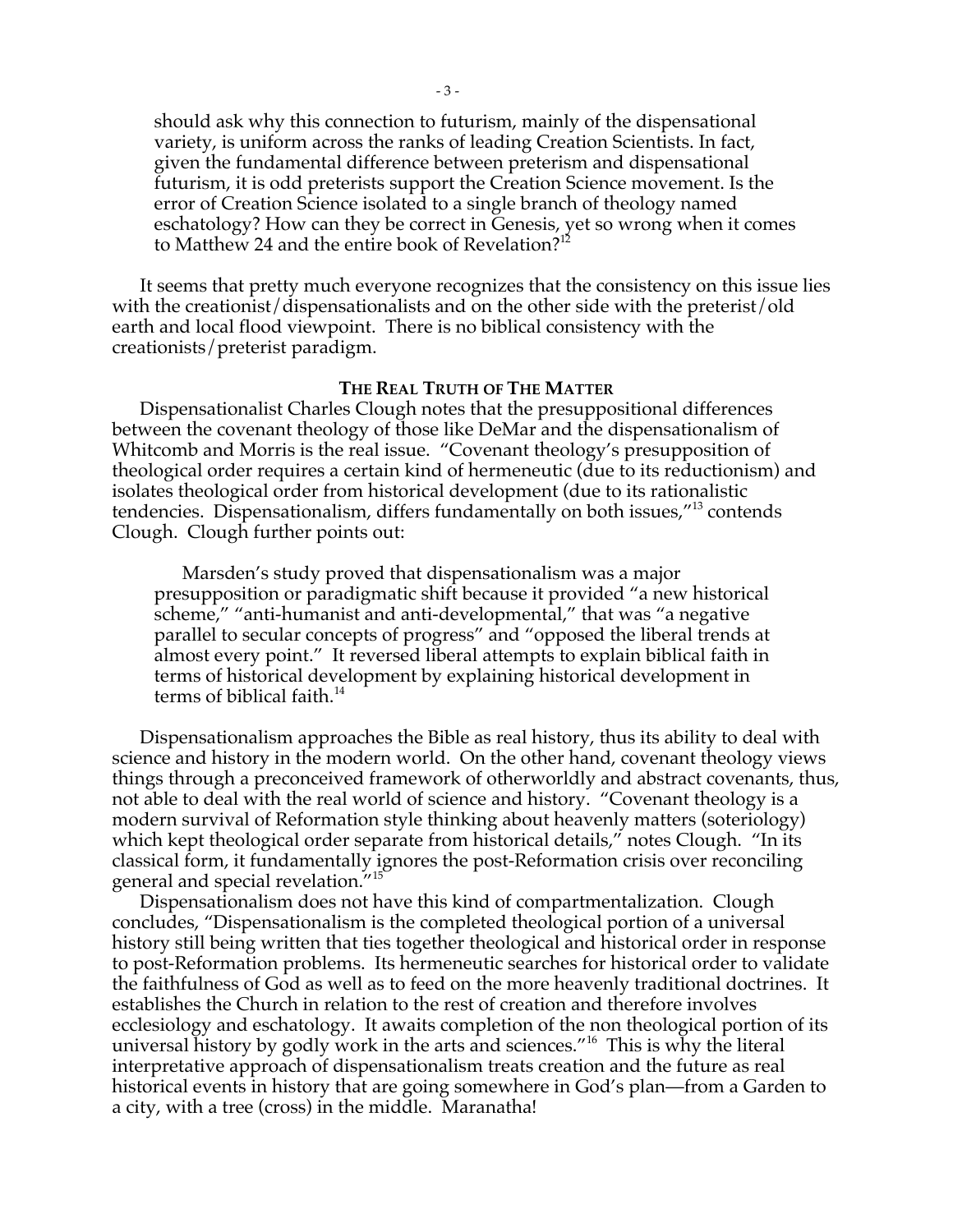> should ask why this connection to futurism, mainly of the dispensational variety, is uniform across the ranks of leading Creation Scientists. In fact, given the fundamental difference between preterism and dispensational futurism, it is odd preterists support the Creation Science movement. Is the error of Creation Science isolated to a single branch of theology named eschatology? How can they be correct in Genesis, yet so wrong when it comes to Matthew 24 and the entire book of Revelation?[12]

It seems that pretty much everyone recognizes that the consistency on this issue lies with the creationist/dispensationalists and on the other side with the preterist/old earth and local flood viewpoint. There is no biblical consistency with the creationists/preterist paradigm.

### The Real Truth of The Matter

Dispensationalist Charles Clough notes that the presuppositional differences between the covenant theology of those like DeMar and the dispensationalism of Whitcomb and Morris is the real issue. "Covenant theology's presupposition of theological order requires a certain kind of hermeneutic (due to its reductionism) and isolates theological order from historical development (due to its rationalistic tendencies. Dispensationalism, differs fundamentally on both issues,"[13] contends Clough. Clough further points out:

> Marsden's study proved that dispensationalism was a major presupposition or paradigmatic shift because it provided "a new historical scheme," "anti-humanist and anti-developmental," that was "a negative parallel to secular concepts of progress" and "opposed the liberal trends at almost every point." It reversed liberal attempts to explain biblical faith in terms of historical development by explaining historical development in terms of biblical faith.[14]

Dispensationalism approaches the Bible as real history, thus its ability to deal with science and history in the modern world. On the other hand, covenant theology views things through a preconceived framework of otherworldly and abstract covenants, thus, not able to deal with the real world of science and history. "Covenant theology is a modern survival of Reformation style thinking about heavenly matters (soteriology) which kept theological order separate from historical details," notes Clough. "In its classical form, it fundamentally ignores the post-Reformation crisis over reconciling general and special revelation."[15]

Dispensationalism does not have this kind of compartmentalization. Clough concludes, "Dispensationalism is the completed theological portion of a universal history still being written that ties together theological and historical order in response to post-Reformation problems. Its hermeneutic searches for historical order to validate the faithfulness of God as well as to feed on the more heavenly traditional doctrines. It establishes the Church in relation to the rest of creation and therefore involves ecclesiology and eschatology. It awaits completion of the non theological portion of its universal history by godly work in the arts and sciences."[16] This is why the literal interpretative approach of dispensationalism treats creation and the future as real historical events in history that are going somewhere in God's plan—from a Garden to a city, with a tree (cross) in the middle. Maranatha!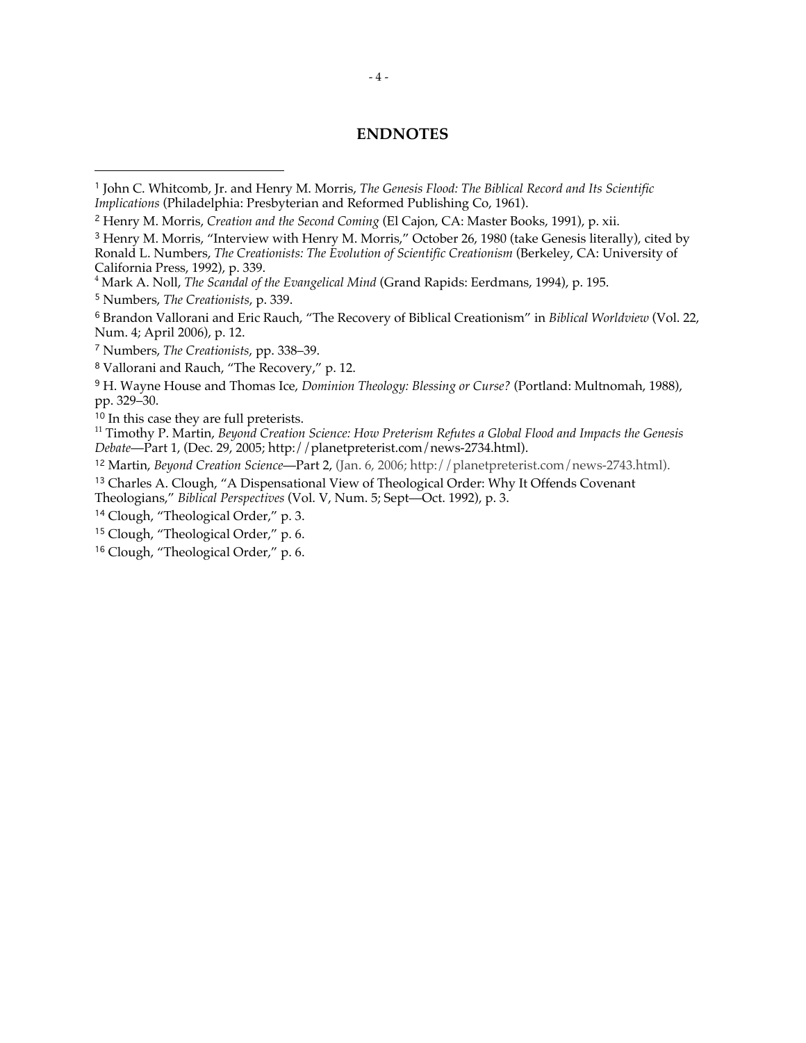## ENDNOTES

[1] John C. Whitcomb, Jr. and Henry M. Morris, *The Genesis Flood: The Biblical Record and Its Scientific Implications* (Philadelphia: Presbyterian and Reformed Publishing Co, 1961).

[2] Henry M. Morris, *Creation and the Second Coming* (El Cajon, CA: Master Books, 1991), p. xii.

[3] Henry M. Morris, "Interview with Henry M. Morris," October 26, 1980 (take Genesis literally), cited by Ronald L. Numbers, *The Creationists: The Evolution of Scientific Creationism* (Berkeley, CA: University of California Press, 1992), p. 339.

[4] Mark A. Noll, *The Scandal of the Evangelical Mind* (Grand Rapids: Eerdmans, 1994), p. 195.

[5] Numbers, *The Creationists*, p. 339.

[6] Brandon Vallorani and Eric Rauch, "The Recovery of Biblical Creationism" in *Biblical Worldview* (Vol. 22, Num. 4; April 2006), p. 12.

[7] Numbers, *The Creationists*, pp. 338–39.

[8] Vallorani and Rauch, "The Recovery," p. 12.

[9] H. Wayne House and Thomas Ice, *Dominion Theology: Blessing or Curse?* (Portland: Multnomah, 1988), pp. 329–30.

[10] In this case they are full preterists.

[11] Timothy P. Martin, *Beyond Creation Science: How Preterism Refutes a Global Flood and Impacts the Genesis Debate*—Part 1, (Dec. 29, 2005; http://planetpreterist.com/news-2734.html).

[12] Martin, *Beyond Creation Science*—Part 2, (Jan. 6, 2006; http://planetpreterist.com/news-2743.html).

[13] Charles A. Clough, "A Dispensational View of Theological Order: Why It Offends Covenant Theologians," *Biblical Perspectives* (Vol. V, Num. 5; Sept—Oct. 1992), p. 3.

[14] Clough, "Theological Order," p. 3.

[15] Clough, "Theological Order," p. 6.

[16] Clough, "Theological Order," p. 6.